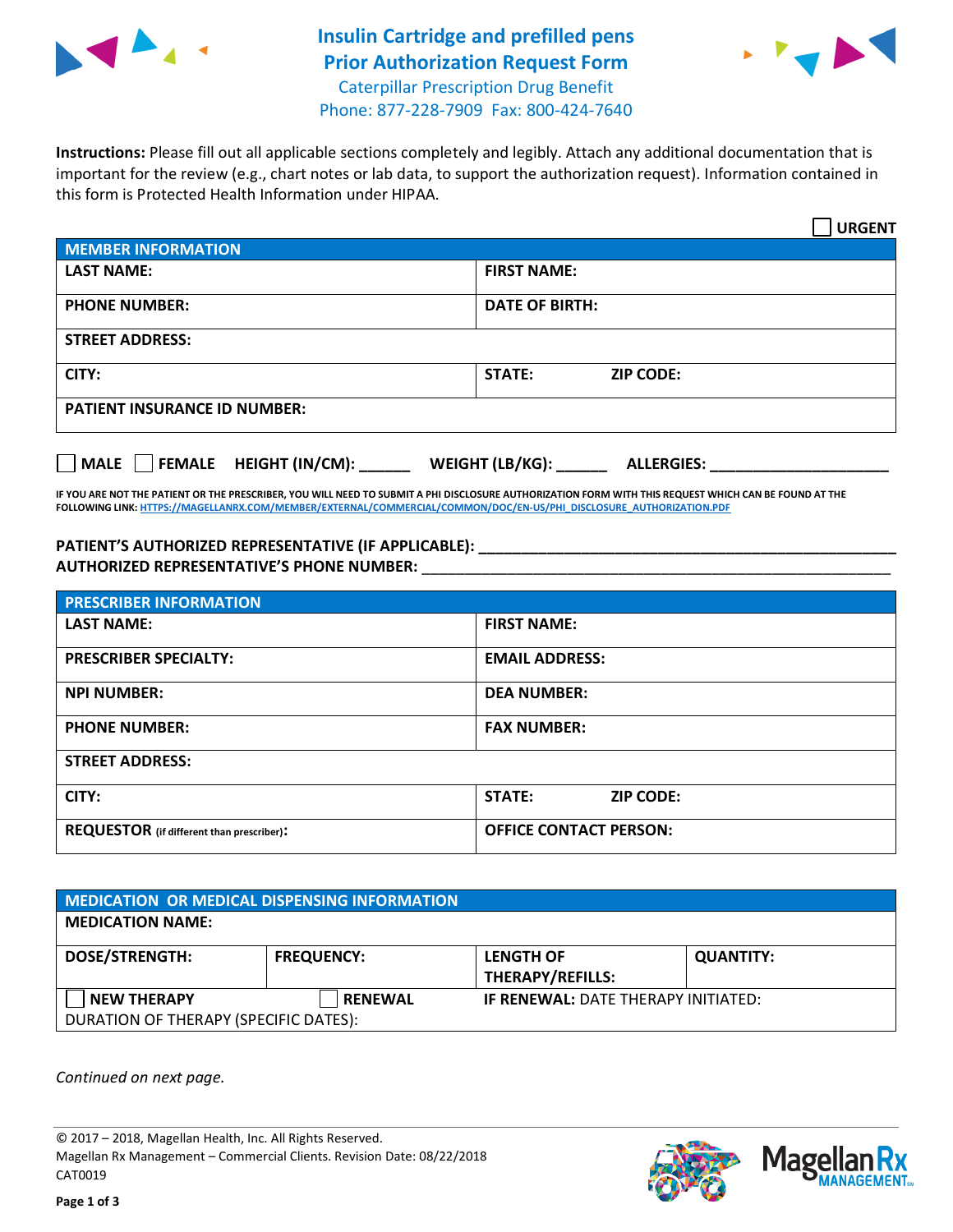# Insulin Cartridge and prefilled pens Prior Authorization Request Form

Caterpillar Prescription Drug Benefit
Phone: 877-228-7909 Fax: 800-424-7640

**Instructions:** Please fill out all applicable sections completely and legibly. Attach any additional documentation that is important for the review (e.g., chart notes or lab data, to support the authorization request). Information contained in this form is Protected Health Information under HIPAA.

☐ **URGENT**

| MEMBER INFORMATION | |
|---|---|
| **LAST NAME:** | **FIRST NAME:** |
| **PHONE NUMBER:** | **DATE OF BIRTH:** |
| **STREET ADDRESS:** | |
| **CITY:** | **STATE:** **ZIP CODE:** |
| **PATIENT INSURANCE ID NUMBER:** | |

☐ **MALE** ☐ **FEMALE** **HEIGHT (IN/CM):** ______ **WEIGHT (LB/KG):** ______ **ALLERGIES:** ____________________

**IF YOU ARE NOT THE PATIENT OR THE PRESCRIBER, YOU WILL NEED TO SUBMIT A PHI DISCLOSURE AUTHORIZATION FORM WITH THIS REQUEST WHICH CAN BE FOUND AT THE FOLLOWING LINK: HTTPS://MAGELLANRX.COM/MEMBER/EXTERNAL/COMMERCIAL/COMMON/DOC/EN-US/PHI_DISCLOSURE_AUTHORIZATION.PDF**

**PATIENT'S AUTHORIZED REPRESENTATIVE (IF APPLICABLE):** ____________________________________________
**AUTHORIZED REPRESENTATIVE'S PHONE NUMBER:** ____________________________________________

| PRESCRIBER INFORMATION | |
|---|---|
| **LAST NAME:** | **FIRST NAME:** |
| **PRESCRIBER SPECIALTY:** | **EMAIL ADDRESS:** |
| **NPI NUMBER:** | **DEA NUMBER:** |
| **PHONE NUMBER:** | **FAX NUMBER:** |
| **STREET ADDRESS:** | |
| **CITY:** | **STATE:** **ZIP CODE:** |
| **REQUESTOR** (if different than prescriber)**:** | **OFFICE CONTACT PERSON:** |

| MEDICATION OR MEDICAL DISPENSING INFORMATION | | | |
|---|---|---|---|
| **MEDICATION NAME:** | | | |
| **DOSE/STRENGTH:** | **FREQUENCY:** | **LENGTH OF THERAPY/REFILLS:** | **QUANTITY:** |
| ☐ **NEW THERAPY** | ☐ **RENEWAL** | **IF RENEWAL:** DATE THERAPY INITIATED: | |
| DURATION OF THERAPY (SPECIFIC DATES): | | | |

*Continued on next page.*

© 2017 – 2018, Magellan Health, Inc. All Rights Reserved.
Magellan Rx Management – Commercial Clients. Revision Date: 08/22/2018
CAT0019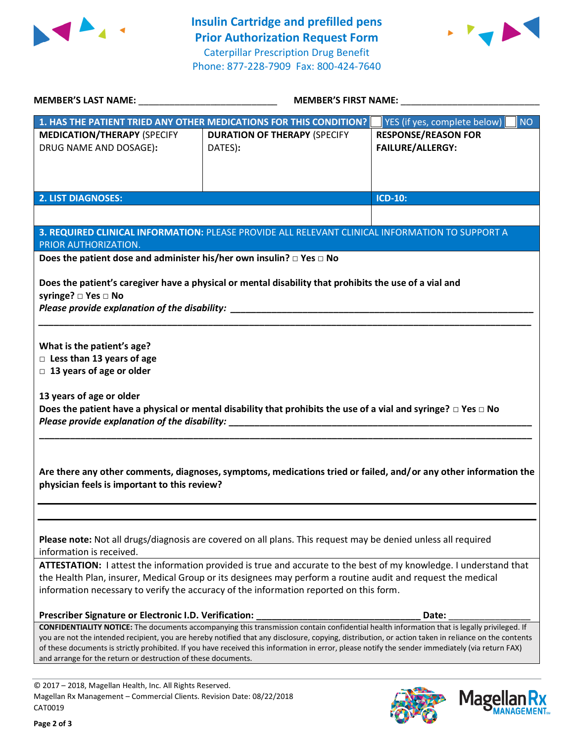# Insulin Cartridge and prefilled pens Prior Authorization Request Form

Caterpillar Prescription Drug Benefit
Phone: 877-228-7909 Fax: 800-424-7640

**MEMBER'S LAST NAME:** ___________________________ **MEMBER'S FIRST NAME:** ___________________________

| **1. HAS THE PATIENT TRIED ANY OTHER MEDICATIONS FOR THIS CONDITION?** | | ☐ YES (if yes, complete below) ☐ NO |
|---|---|---|
| **MEDICATION/THERAPY** (SPECIFY DRUG NAME AND DOSAGE): | **DURATION OF THERAPY** (SPECIFY DATES): | **RESPONSE/REASON FOR FAILURE/ALLERGY:** |
| | | |

| **2. LIST DIAGNOSES:** | **ICD-10:** |
|---|---|
| | |

**3. REQUIRED CLINICAL INFORMATION:** PLEASE PROVIDE ALL RELEVANT CLINICAL INFORMATION TO SUPPORT A PRIOR AUTHORIZATION.

**Does the patient dose and administer his/her own insulin?** ☐ **Yes** ☐ **No**

**Does the patient's caregiver have a physical or mental disability that prohibits the use of a vial and syringe?** ☐ **Yes** ☐ **No**

***Please provide explanation of the disability:*** ______________________________________________________________

______________________________________________________________________________________________

**What is the patient's age?**
☐ **Less than 13 years of age**
☐ **13 years of age or older**

**13 years of age or older**
**Does the patient have a physical or mental disability that prohibits the use of a vial and syringe?** ☐ **Yes** ☐ **No**
***Please provide explanation of the disability:*** ______________________________________________________________

______________________________________________________________________________________________

**Are there any other comments, diagnoses, symptoms, medications tried or failed, and/or any other information the physician feels is important to this review?**

______________________________________________________________________________________________

______________________________________________________________________________________________

**Please note:** Not all drugs/diagnosis are covered on all plans. This request may be denied unless all required information is received.

**ATTESTATION:** I attest the information provided is true and accurate to the best of my knowledge. I understand that the Health Plan, insurer, Medical Group or its designees may perform a routine audit and request the medical information necessary to verify the accuracy of the information reported on this form.

**Prescriber Signature or Electronic I.D. Verification:** _________________________________ **Date:** ________________

**CONFIDENTIALITY NOTICE:** The documents accompanying this transmission contain confidential health information that is legally privileged. If you are not the intended recipient, you are hereby notified that any disclosure, copying, distribution, or action taken in reliance on the contents of these documents is strictly prohibited. If you have received this information in error, please notify the sender immediately (via return FAX) and arrange for the return or destruction of these documents.

© 2017 – 2018, Magellan Health, Inc. All Rights Reserved.
Magellan Rx Management – Commercial Clients. Revision Date: 08/22/2018
CAT0019